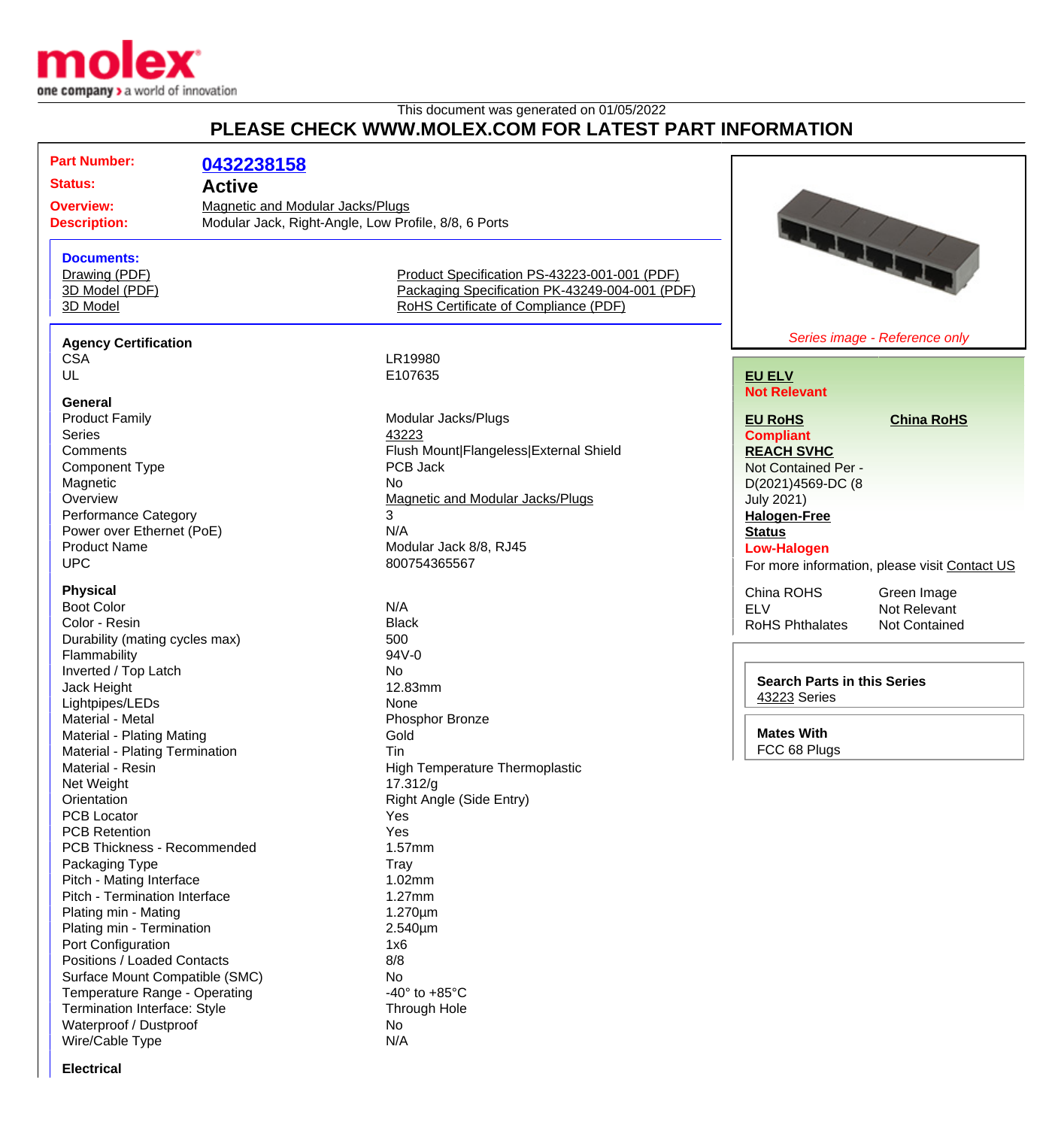This document was generated on 01/05/2022

## PLEASE CHECK WWW.MOLEX.COM FOR LATEST PART INFORMATION

**Part Number:** 0432238158
**Status:** Active
**Overview:** Magnetic and Modular Jacks/Plugs
**Description:** Modular Jack, Right-Angle, Low Profile, 8/8, 6 Ports

**Documents:**

- Drawing (PDF)
- 3D Model (PDF)
- 3D Model
- Product Specification PS-43223-001-001 (PDF)
- Packaging Specification PK-43249-004-001 (PDF)
- RoHS Certificate of Compliance (PDF)

*Series image - Reference only*

**EU ELV**
Not Relevant

**EU RoHS**
Compliant

**China RoHS**

**REACH SVHC**
Not Contained Per - D(2021)4569-DC (8 July 2021)

**Halogen-Free Status**
Low-Halogen

For more information, please visit Contact US

| | |
|---|---|
| China ROHS | Green Image |
| ELV | Not Relevant |
| RoHS Phthalates | Not Contained |

**Search Parts in this Series**
43223 Series

**Mates With**
FCC 68 Plugs

### Agency Certification

| | |
|---|---|
| CSA | LR19980 |
| UL | E107635 |

### General

| | |
|---|---|
| Product Family | Modular Jacks/Plugs |
| Series | 43223 |
| Comments | Flush Mount\|Flangeless\|External Shield |
| Component Type | PCB Jack |
| Magnetic | No |
| Overview | Magnetic and Modular Jacks/Plugs |
| Performance Category | 3 |
| Power over Ethernet (PoE) | N/A |
| Product Name | Modular Jack 8/8, RJ45 |
| UPC | 800754365567 |

### Physical

| | |
|---|---|
| Boot Color | N/A |
| Color - Resin | Black |
| Durability (mating cycles max) | 500 |
| Flammability | 94V-0 |
| Inverted / Top Latch | No |
| Jack Height | 12.83mm |
| Lightpipes/LEDs | None |
| Material - Metal | Phosphor Bronze |
| Material - Plating Mating | Gold |
| Material - Plating Termination | Tin |
| Material - Resin | High Temperature Thermoplastic |
| Net Weight | 17.312/g |
| Orientation | Right Angle (Side Entry) |
| PCB Locator | Yes |
| PCB Retention | Yes |
| PCB Thickness - Recommended | 1.57mm |
| Packaging Type | Tray |
| Pitch - Mating Interface | 1.02mm |
| Pitch - Termination Interface | 1.27mm |
| Plating min - Mating | 1.270µm |
| Plating min - Termination | 2.540µm |
| Port Configuration | 1x6 |
| Positions / Loaded Contacts | 8/8 |
| Surface Mount Compatible (SMC) | No |
| Temperature Range - Operating | -40° to +85°C |
| Termination Interface: Style | Through Hole |
| Waterproof / Dustproof | No |
| Wire/Cable Type | N/A |

### Electrical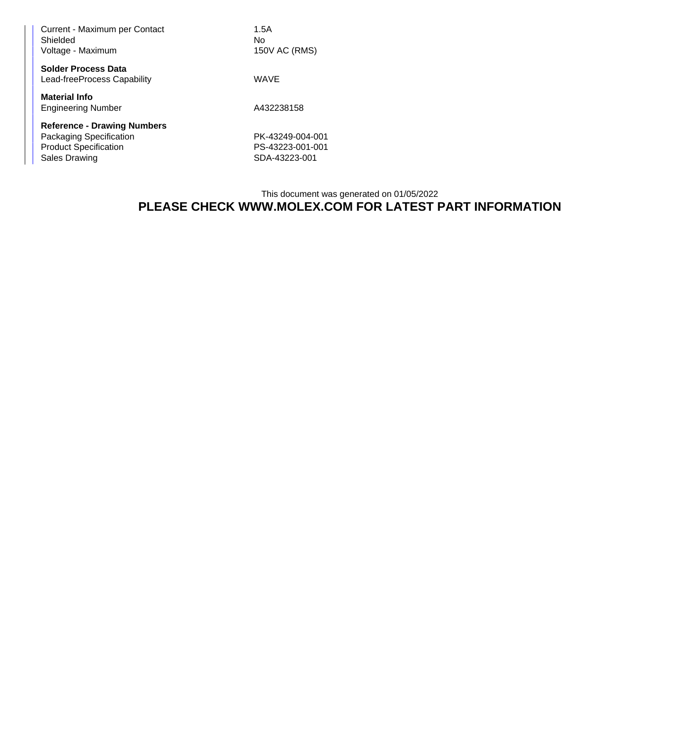| | |
|---|---|
| Current - Maximum per Contact | 1.5A |
| Shielded | No |
| Voltage - Maximum | 150V AC (RMS) |

**Solder Process Data**

| | |
|---|---|
| Lead-freeProcess Capability | WAVE |

**Material Info**

| | |
|---|---|
| Engineering Number | A432238158 |

**Reference - Drawing Numbers**

| | |
|---|---|
| Packaging Specification | PK-43249-004-001 |
| Product Specification | PS-43223-001-001 |
| Sales Drawing | SDA-43223-001 |

This document was generated on 01/05/2022

**PLEASE CHECK WWW.MOLEX.COM FOR LATEST PART INFORMATION**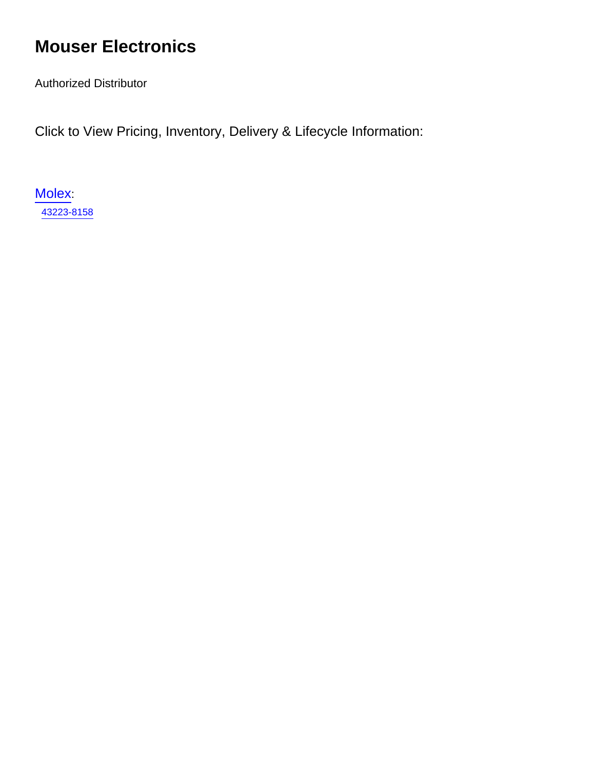# Mouser Electronics

Authorized Distributor

Click to View Pricing, Inventory, Delivery & Lifecycle Information:

Molex:

43223-8158